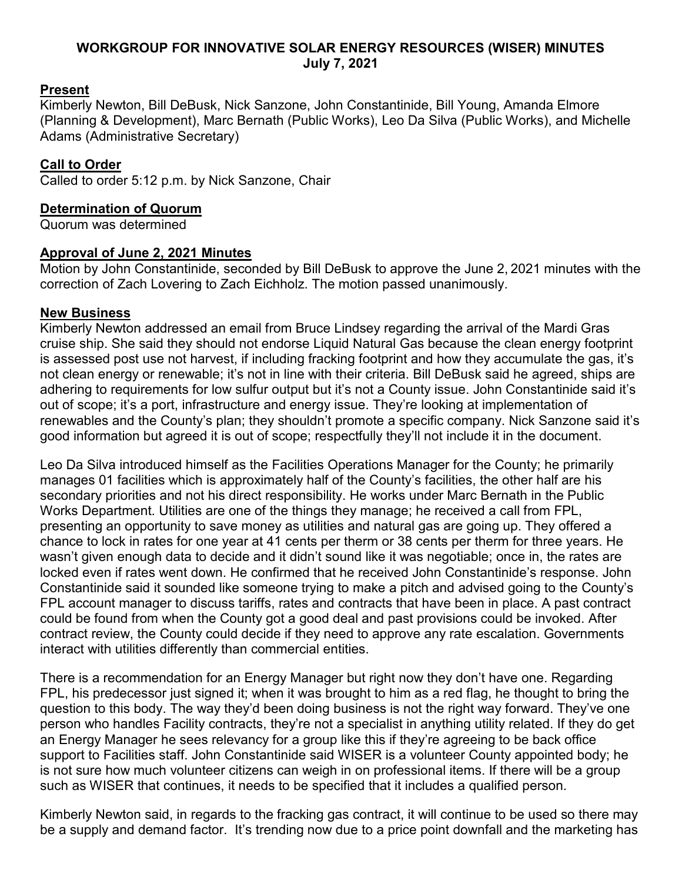# WORKGROUP FOR INNOVATIVE SOLAR ENERGY RESOURCES (WISER) MINUTES
## July 7, 2021

**Present**

Kimberly Newton, Bill DeBusk, Nick Sanzone, John Constantinide, Bill Young, Amanda Elmore (Planning & Development), Marc Bernath (Public Works), Leo Da Silva (Public Works), and Michelle Adams (Administrative Secretary)

**Call to Order**

Called to order 5:12 p.m. by Nick Sanzone, Chair

**Determination of Quorum**

Quorum was determined

**Approval of June 2, 2021 Minutes**

Motion by John Constantinide, seconded by Bill DeBusk to approve the June 2, 2021 minutes with the correction of Zach Lovering to Zach Eichholz. The motion passed unanimously.

**New Business**

Kimberly Newton addressed an email from Bruce Lindsey regarding the arrival of the Mardi Gras cruise ship. She said they should not endorse Liquid Natural Gas because the clean energy footprint is assessed post use not harvest, if including fracking footprint and how they accumulate the gas, it's not clean energy or renewable; it's not in line with their criteria. Bill DeBusk said he agreed, ships are adhering to requirements for low sulfur output but it's not a County issue. John Constantinide said it's out of scope; it's a port, infrastructure and energy issue. They're looking at implementation of renewables and the County's plan; they shouldn't promote a specific company. Nick Sanzone said it's good information but agreed it is out of scope; respectfully they'll not include it in the document.

Leo Da Silva introduced himself as the Facilities Operations Manager for the County; he primarily manages 01 facilities which is approximately half of the County's facilities, the other half are his secondary priorities and not his direct responsibility. He works under Marc Bernath in the Public Works Department. Utilities are one of the things they manage; he received a call from FPL, presenting an opportunity to save money as utilities and natural gas are going up. They offered a chance to lock in rates for one year at 41 cents per therm or 38 cents per therm for three years. He wasn't given enough data to decide and it didn't sound like it was negotiable; once in, the rates are locked even if rates went down. He confirmed that he received John Constantinide's response. John Constantinide said it sounded like someone trying to make a pitch and advised going to the County's FPL account manager to discuss tariffs, rates and contracts that have been in place. A past contract could be found from when the County got a good deal and past provisions could be invoked. After contract review, the County could decide if they need to approve any rate escalation. Governments interact with utilities differently than commercial entities.

There is a recommendation for an Energy Manager but right now they don't have one. Regarding FPL, his predecessor just signed it; when it was brought to him as a red flag, he thought to bring the question to this body. The way they'd been doing business is not the right way forward. They've one person who handles Facility contracts, they're not a specialist in anything utility related. If they do get an Energy Manager he sees relevancy for a group like this if they're agreeing to be back office support to Facilities staff. John Constantinide said WISER is a volunteer County appointed body; he is not sure how much volunteer citizens can weigh in on professional items. If there will be a group such as WISER that continues, it needs to be specified that it includes a qualified person.

Kimberly Newton said, in regards to the fracking gas contract, it will continue to be used so there may be a supply and demand factor. It's trending now due to a price point downfall and the marketing has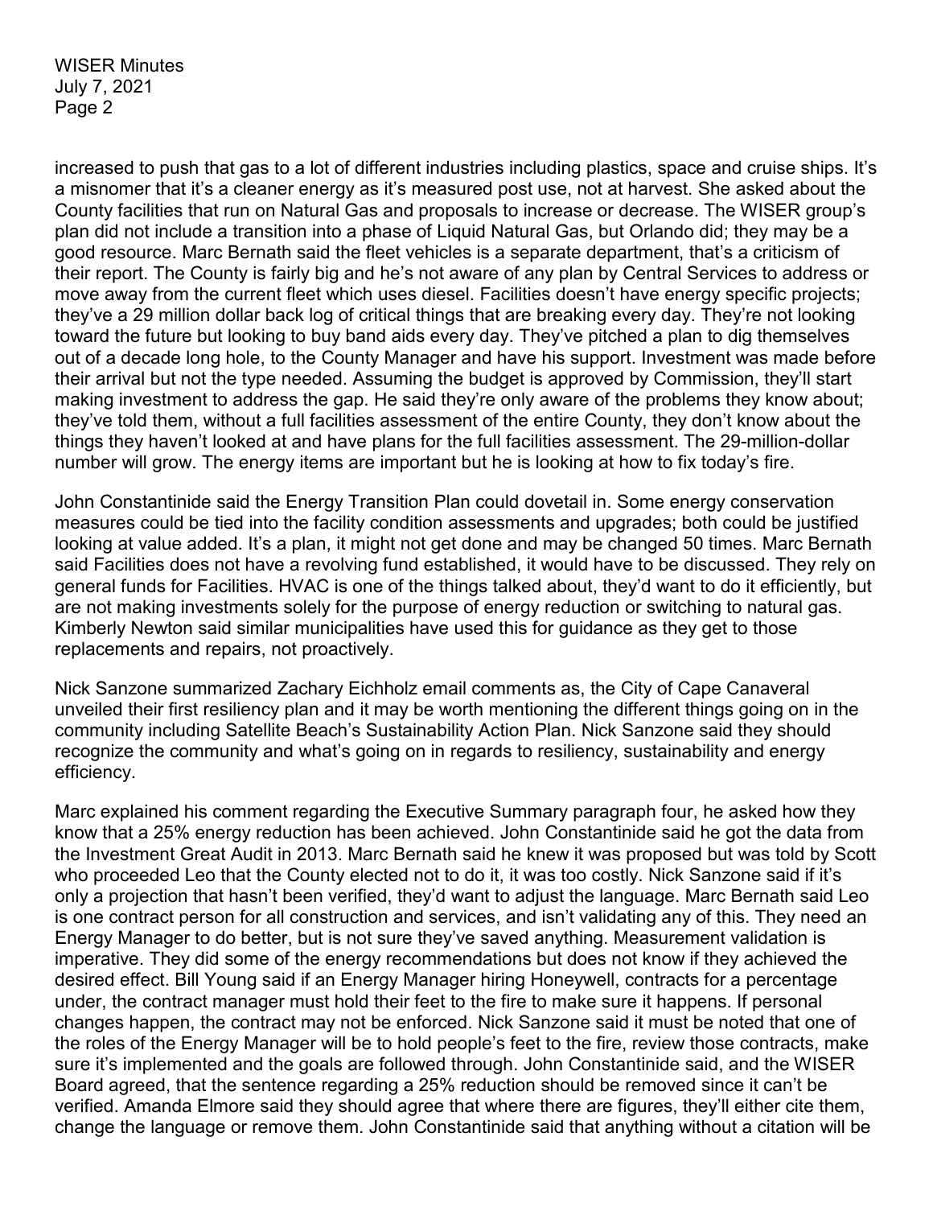increased to push that gas to a lot of different industries including plastics, space and cruise ships. It's a misnomer that it's a cleaner energy as it's measured post use, not at harvest. She asked about the County facilities that run on Natural Gas and proposals to increase or decrease. The WISER group's plan did not include a transition into a phase of Liquid Natural Gas, but Orlando did; they may be a good resource. Marc Bernath said the fleet vehicles is a separate department, that's a criticism of their report. The County is fairly big and he's not aware of any plan by Central Services to address or move away from the current fleet which uses diesel. Facilities doesn't have energy specific projects; they've a 29 million dollar back log of critical things that are breaking every day. They're not looking toward the future but looking to buy band aids every day. They've pitched a plan to dig themselves out of a decade long hole, to the County Manager and have his support. Investment was made before their arrival but not the type needed. Assuming the budget is approved by Commission, they'll start making investment to address the gap. He said they're only aware of the problems they know about; they've told them, without a full facilities assessment of the entire County, they don't know about the things they haven't looked at and have plans for the full facilities assessment. The 29-million-dollar number will grow. The energy items are important but he is looking at how to fix today's fire.

John Constantinide said the Energy Transition Plan could dovetail in. Some energy conservation measures could be tied into the facility condition assessments and upgrades; both could be justified looking at value added. It's a plan, it might not get done and may be changed 50 times. Marc Bernath said Facilities does not have a revolving fund established, it would have to be discussed. They rely on general funds for Facilities. HVAC is one of the things talked about, they'd want to do it efficiently, but are not making investments solely for the purpose of energy reduction or switching to natural gas. Kimberly Newton said similar municipalities have used this for guidance as they get to those replacements and repairs, not proactively.

Nick Sanzone summarized Zachary Eichholz email comments as, the City of Cape Canaveral unveiled their first resiliency plan and it may be worth mentioning the different things going on in the community including Satellite Beach's Sustainability Action Plan. Nick Sanzone said they should recognize the community and what's going on in regards to resiliency, sustainability and energy efficiency.

Marc explained his comment regarding the Executive Summary paragraph four, he asked how they know that a 25% energy reduction has been achieved. John Constantinide said he got the data from the Investment Great Audit in 2013. Marc Bernath said he knew it was proposed but was told by Scott who proceeded Leo that the County elected not to do it, it was too costly. Nick Sanzone said if it's only a projection that hasn't been verified, they'd want to adjust the language. Marc Bernath said Leo is one contract person for all construction and services, and isn't validating any of this. They need an Energy Manager to do better, but is not sure they've saved anything. Measurement validation is imperative. They did some of the energy recommendations but does not know if they achieved the desired effect. Bill Young said if an Energy Manager hiring Honeywell, contracts for a percentage under, the contract manager must hold their feet to the fire to make sure it happens. If personal changes happen, the contract may not be enforced. Nick Sanzone said it must be noted that one of the roles of the Energy Manager will be to hold people's feet to the fire, review those contracts, make sure it's implemented and the goals are followed through. John Constantinide said, and the WISER Board agreed, that the sentence regarding a 25% reduction should be removed since it can't be verified. Amanda Elmore said they should agree that where there are figures, they'll either cite them, change the language or remove them. John Constantinide said that anything without a citation will be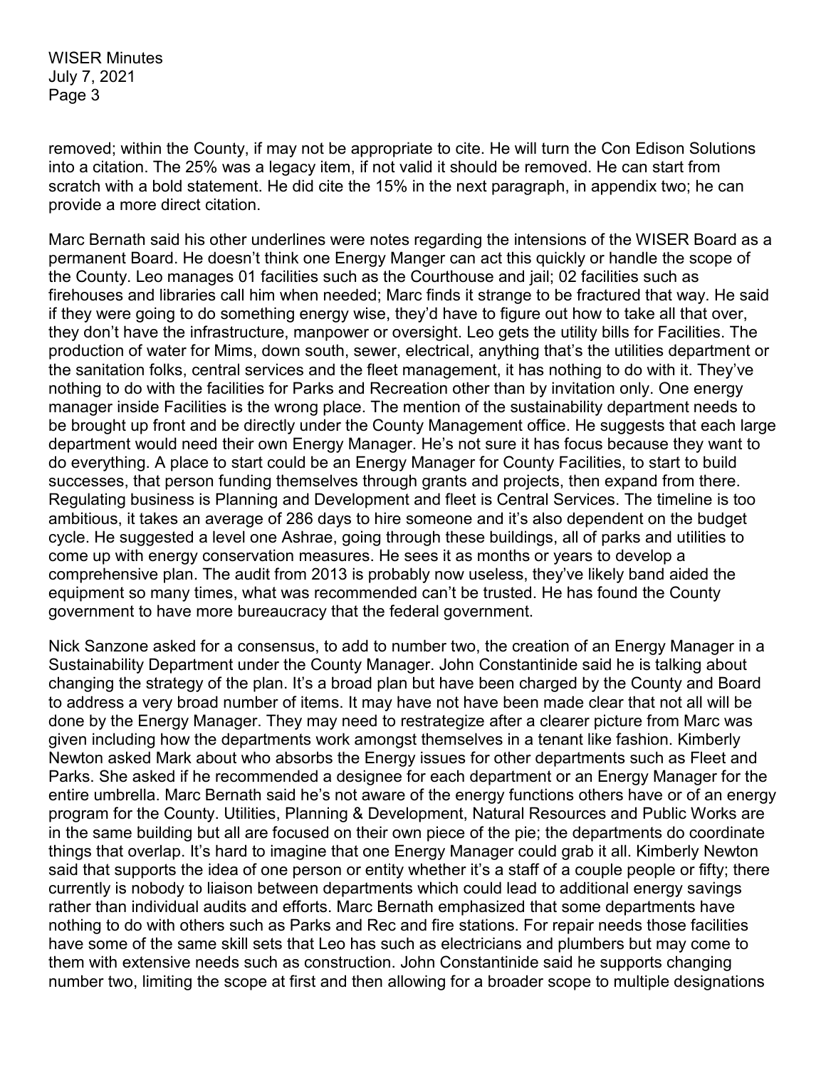removed; within the County, if may not be appropriate to cite. He will turn the Con Edison Solutions into a citation. The 25% was a legacy item, if not valid it should be removed. He can start from scratch with a bold statement. He did cite the 15% in the next paragraph, in appendix two; he can provide a more direct citation.

Marc Bernath said his other underlines were notes regarding the intensions of the WISER Board as a permanent Board. He doesn't think one Energy Manger can act this quickly or handle the scope of the County. Leo manages 01 facilities such as the Courthouse and jail; 02 facilities such as firehouses and libraries call him when needed; Marc finds it strange to be fractured that way. He said if they were going to do something energy wise, they'd have to figure out how to take all that over, they don't have the infrastructure, manpower or oversight. Leo gets the utility bills for Facilities. The production of water for Mims, down south, sewer, electrical, anything that's the utilities department or the sanitation folks, central services and the fleet management, it has nothing to do with it. They've nothing to do with the facilities for Parks and Recreation other than by invitation only. One energy manager inside Facilities is the wrong place. The mention of the sustainability department needs to be brought up front and be directly under the County Management office. He suggests that each large department would need their own Energy Manager. He's not sure it has focus because they want to do everything. A place to start could be an Energy Manager for County Facilities, to start to build successes, that person funding themselves through grants and projects, then expand from there. Regulating business is Planning and Development and fleet is Central Services. The timeline is too ambitious, it takes an average of 286 days to hire someone and it's also dependent on the budget cycle. He suggested a level one Ashrae, going through these buildings, all of parks and utilities to come up with energy conservation measures. He sees it as months or years to develop a comprehensive plan. The audit from 2013 is probably now useless, they've likely band aided the equipment so many times, what was recommended can't be trusted. He has found the County government to have more bureaucracy that the federal government.

Nick Sanzone asked for a consensus, to add to number two, the creation of an Energy Manager in a Sustainability Department under the County Manager. John Constantinide said he is talking about changing the strategy of the plan. It's a broad plan but have been charged by the County and Board to address a very broad number of items. It may have not have been made clear that not all will be done by the Energy Manager. They may need to restrategize after a clearer picture from Marc was given including how the departments work amongst themselves in a tenant like fashion. Kimberly Newton asked Mark about who absorbs the Energy issues for other departments such as Fleet and Parks. She asked if he recommended a designee for each department or an Energy Manager for the entire umbrella. Marc Bernath said he's not aware of the energy functions others have or of an energy program for the County. Utilities, Planning & Development, Natural Resources and Public Works are in the same building but all are focused on their own piece of the pie; the departments do coordinate things that overlap. It's hard to imagine that one Energy Manager could grab it all. Kimberly Newton said that supports the idea of one person or entity whether it's a staff of a couple people or fifty; there currently is nobody to liaison between departments which could lead to additional energy savings rather than individual audits and efforts. Marc Bernath emphasized that some departments have nothing to do with others such as Parks and Rec and fire stations. For repair needs those facilities have some of the same skill sets that Leo has such as electricians and plumbers but may come to them with extensive needs such as construction. John Constantinide said he supports changing number two, limiting the scope at first and then allowing for a broader scope to multiple designations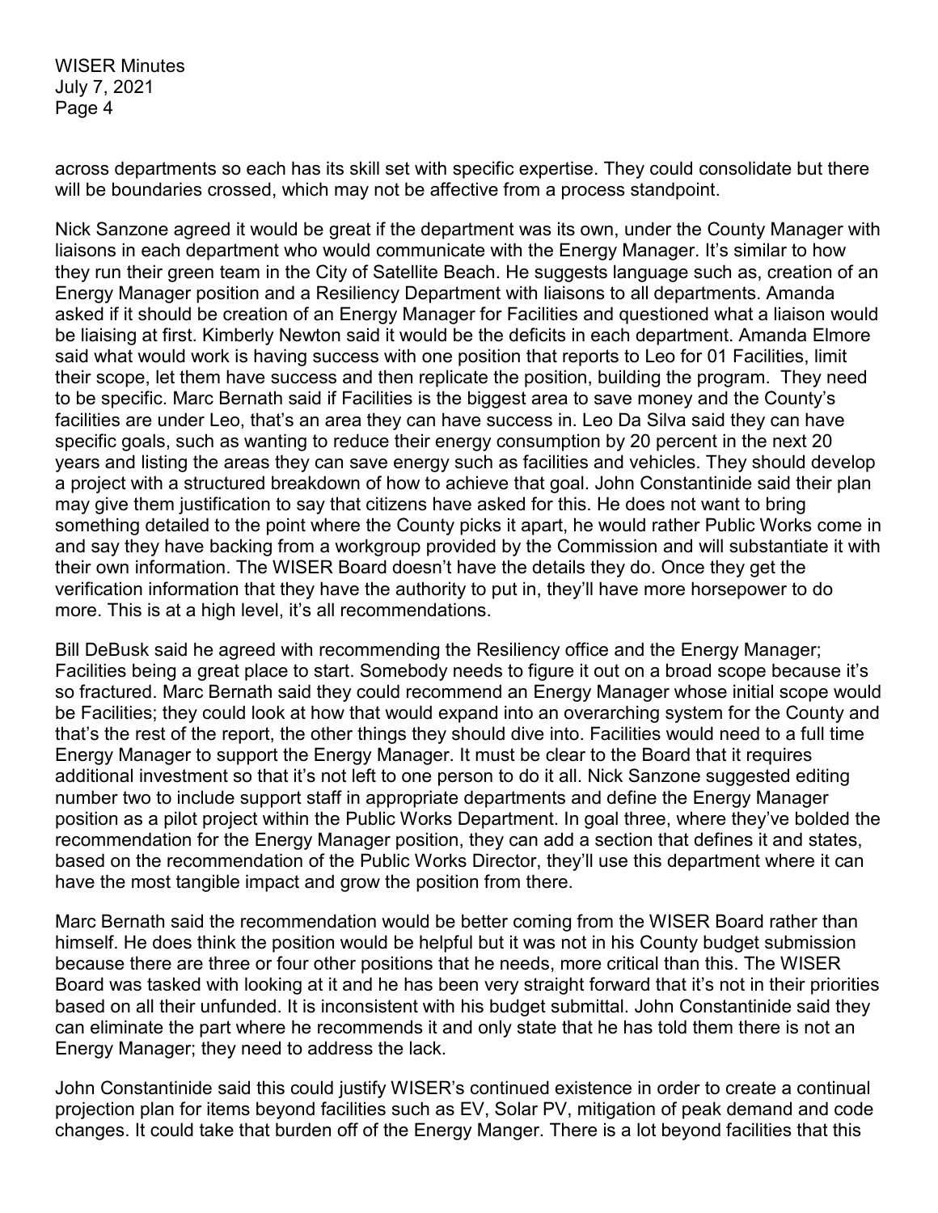across departments so each has its skill set with specific expertise. They could consolidate but there will be boundaries crossed, which may not be affective from a process standpoint.

Nick Sanzone agreed it would be great if the department was its own, under the County Manager with liaisons in each department who would communicate with the Energy Manager. It's similar to how they run their green team in the City of Satellite Beach. He suggests language such as, creation of an Energy Manager position and a Resiliency Department with liaisons to all departments. Amanda asked if it should be creation of an Energy Manager for Facilities and questioned what a liaison would be liaising at first. Kimberly Newton said it would be the deficits in each department. Amanda Elmore said what would work is having success with one position that reports to Leo for 01 Facilities, limit their scope, let them have success and then replicate the position, building the program. They need to be specific. Marc Bernath said if Facilities is the biggest area to save money and the County's facilities are under Leo, that's an area they can have success in. Leo Da Silva said they can have specific goals, such as wanting to reduce their energy consumption by 20 percent in the next 20 years and listing the areas they can save energy such as facilities and vehicles. They should develop a project with a structured breakdown of how to achieve that goal. John Constantinide said their plan may give them justification to say that citizens have asked for this. He does not want to bring something detailed to the point where the County picks it apart, he would rather Public Works come in and say they have backing from a workgroup provided by the Commission and will substantiate it with their own information. The WISER Board doesn't have the details they do. Once they get the verification information that they have the authority to put in, they'll have more horsepower to do more. This is at a high level, it's all recommendations.

Bill DeBusk said he agreed with recommending the Resiliency office and the Energy Manager; Facilities being a great place to start. Somebody needs to figure it out on a broad scope because it's so fractured. Marc Bernath said they could recommend an Energy Manager whose initial scope would be Facilities; they could look at how that would expand into an overarching system for the County and that's the rest of the report, the other things they should dive into. Facilities would need to a full time Energy Manager to support the Energy Manager. It must be clear to the Board that it requires additional investment so that it's not left to one person to do it all. Nick Sanzone suggested editing number two to include support staff in appropriate departments and define the Energy Manager position as a pilot project within the Public Works Department. In goal three, where they've bolded the recommendation for the Energy Manager position, they can add a section that defines it and states, based on the recommendation of the Public Works Director, they'll use this department where it can have the most tangible impact and grow the position from there.

Marc Bernath said the recommendation would be better coming from the WISER Board rather than himself. He does think the position would be helpful but it was not in his County budget submission because there are three or four other positions that he needs, more critical than this. The WISER Board was tasked with looking at it and he has been very straight forward that it's not in their priorities based on all their unfunded. It is inconsistent with his budget submittal. John Constantinide said they can eliminate the part where he recommends it and only state that he has told them there is not an Energy Manager; they need to address the lack.

John Constantinide said this could justify WISER's continued existence in order to create a continual projection plan for items beyond facilities such as EV, Solar PV, mitigation of peak demand and code changes. It could take that burden off of the Energy Manger. There is a lot beyond facilities that this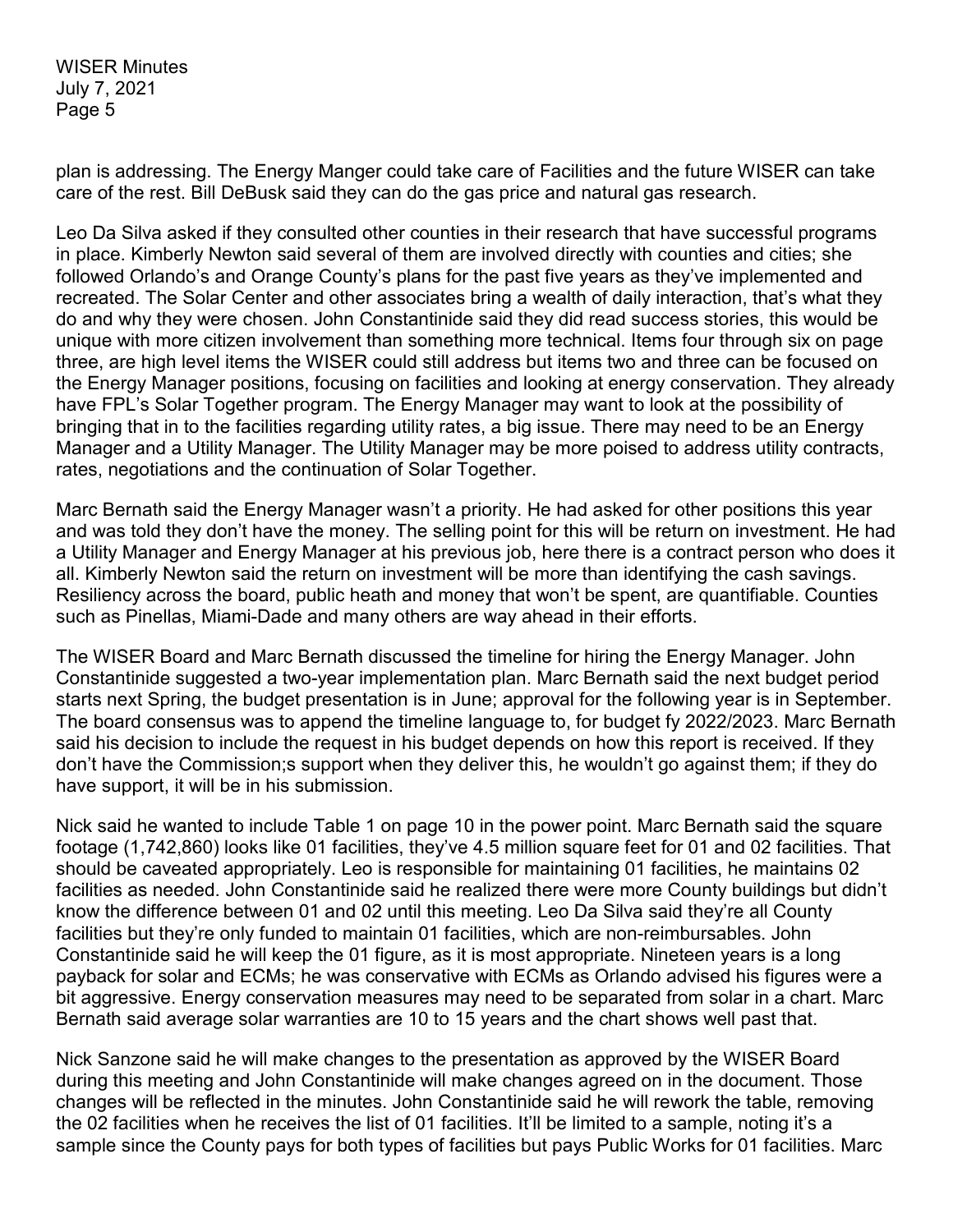plan is addressing. The Energy Manger could take care of Facilities and the future WISER can take care of the rest. Bill DeBusk said they can do the gas price and natural gas research.

Leo Da Silva asked if they consulted other counties in their research that have successful programs in place. Kimberly Newton said several of them are involved directly with counties and cities; she followed Orlando's and Orange County's plans for the past five years as they've implemented and recreated. The Solar Center and other associates bring a wealth of daily interaction, that's what they do and why they were chosen. John Constantinide said they did read success stories, this would be unique with more citizen involvement than something more technical. Items four through six on page three, are high level items the WISER could still address but items two and three can be focused on the Energy Manager positions, focusing on facilities and looking at energy conservation. They already have FPL's Solar Together program. The Energy Manager may want to look at the possibility of bringing that in to the facilities regarding utility rates, a big issue. There may need to be an Energy Manager and a Utility Manager. The Utility Manager may be more poised to address utility contracts, rates, negotiations and the continuation of Solar Together.

Marc Bernath said the Energy Manager wasn't a priority. He had asked for other positions this year and was told they don't have the money. The selling point for this will be return on investment. He had a Utility Manager and Energy Manager at his previous job, here there is a contract person who does it all. Kimberly Newton said the return on investment will be more than identifying the cash savings. Resiliency across the board, public heath and money that won't be spent, are quantifiable. Counties such as Pinellas, Miami-Dade and many others are way ahead in their efforts.

The WISER Board and Marc Bernath discussed the timeline for hiring the Energy Manager. John Constantinide suggested a two-year implementation plan. Marc Bernath said the next budget period starts next Spring, the budget presentation is in June; approval for the following year is in September. The board consensus was to append the timeline language to, for budget fy 2022/2023. Marc Bernath said his decision to include the request in his budget depends on how this report is received. If they don't have the Commission;s support when they deliver this, he wouldn't go against them; if they do have support, it will be in his submission.

Nick said he wanted to include Table 1 on page 10 in the power point. Marc Bernath said the square footage (1,742,860) looks like 01 facilities, they've 4.5 million square feet for 01 and 02 facilities. That should be caveated appropriately. Leo is responsible for maintaining 01 facilities, he maintains 02 facilities as needed. John Constantinide said he realized there were more County buildings but didn't know the difference between 01 and 02 until this meeting. Leo Da Silva said they're all County facilities but they're only funded to maintain 01 facilities, which are non-reimbursables. John Constantinide said he will keep the 01 figure, as it is most appropriate. Nineteen years is a long payback for solar and ECMs; he was conservative with ECMs as Orlando advised his figures were a bit aggressive. Energy conservation measures may need to be separated from solar in a chart. Marc Bernath said average solar warranties are 10 to 15 years and the chart shows well past that.

Nick Sanzone said he will make changes to the presentation as approved by the WISER Board during this meeting and John Constantinide will make changes agreed on in the document. Those changes will be reflected in the minutes. John Constantinide said he will rework the table, removing the 02 facilities when he receives the list of 01 facilities. It'll be limited to a sample, noting it's a sample since the County pays for both types of facilities but pays Public Works for 01 facilities. Marc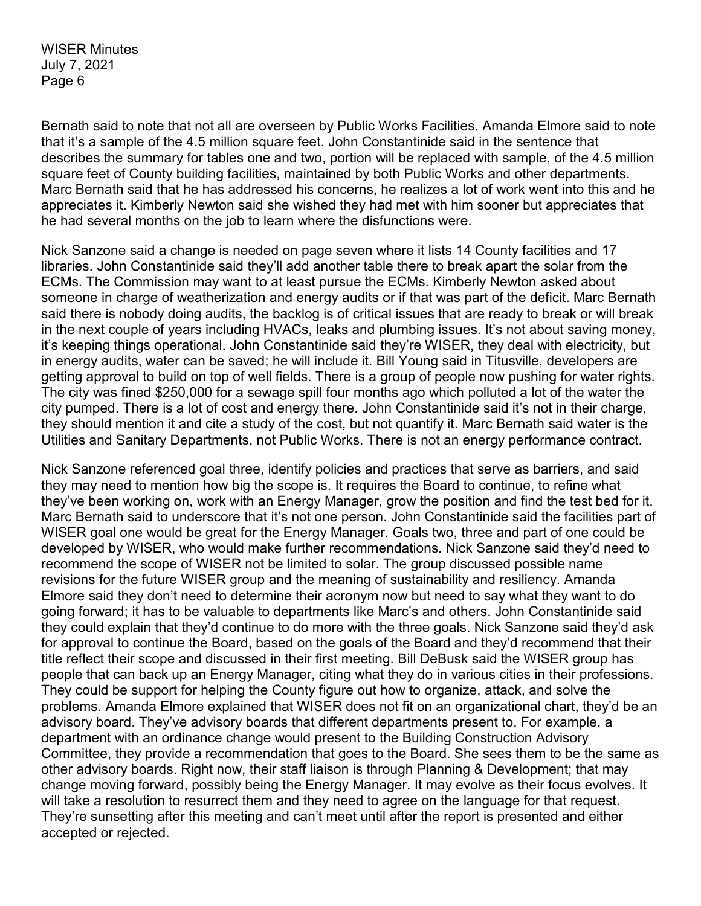Bernath said to note that not all are overseen by Public Works Facilities. Amanda Elmore said to note that it's a sample of the 4.5 million square feet. John Constantinide said in the sentence that describes the summary for tables one and two, portion will be replaced with sample, of the 4.5 million square feet of County building facilities, maintained by both Public Works and other departments. Marc Bernath said that he has addressed his concerns, he realizes a lot of work went into this and he appreciates it. Kimberly Newton said she wished they had met with him sooner but appreciates that he had several months on the job to learn where the disfunctions were.

Nick Sanzone said a change is needed on page seven where it lists 14 County facilities and 17 libraries. John Constantinide said they'll add another table there to break apart the solar from the ECMs. The Commission may want to at least pursue the ECMs. Kimberly Newton asked about someone in charge of weatherization and energy audits or if that was part of the deficit. Marc Bernath said there is nobody doing audits, the backlog is of critical issues that are ready to break or will break in the next couple of years including HVACs, leaks and plumbing issues. It's not about saving money, it's keeping things operational. John Constantinide said they're WISER, they deal with electricity, but in energy audits, water can be saved; he will include it. Bill Young said in Titusville, developers are getting approval to build on top of well fields. There is a group of people now pushing for water rights. The city was fined $250,000 for a sewage spill four months ago which polluted a lot of the water the city pumped. There is a lot of cost and energy there. John Constantinide said it's not in their charge, they should mention it and cite a study of the cost, but not quantify it. Marc Bernath said water is the Utilities and Sanitary Departments, not Public Works. There is not an energy performance contract.

Nick Sanzone referenced goal three, identify policies and practices that serve as barriers, and said they may need to mention how big the scope is. It requires the Board to continue, to refine what they've been working on, work with an Energy Manager, grow the position and find the test bed for it. Marc Bernath said to underscore that it's not one person. John Constantinide said the facilities part of WISER goal one would be great for the Energy Manager. Goals two, three and part of one could be developed by WISER, who would make further recommendations. Nick Sanzone said they'd need to recommend the scope of WISER not be limited to solar. The group discussed possible name revisions for the future WISER group and the meaning of sustainability and resiliency. Amanda Elmore said they don't need to determine their acronym now but need to say what they want to do going forward; it has to be valuable to departments like Marc's and others. John Constantinide said they could explain that they'd continue to do more with the three goals. Nick Sanzone said they'd ask for approval to continue the Board, based on the goals of the Board and they'd recommend that their title reflect their scope and discussed in their first meeting. Bill DeBusk said the WISER group has people that can back up an Energy Manager, citing what they do in various cities in their professions. They could be support for helping the County figure out how to organize, attack, and solve the problems. Amanda Elmore explained that WISER does not fit on an organizational chart, they'd be an advisory board. They've advisory boards that different departments present to. For example, a department with an ordinance change would present to the Building Construction Advisory Committee, they provide a recommendation that goes to the Board. She sees them to be the same as other advisory boards. Right now, their staff liaison is through Planning & Development; that may change moving forward, possibly being the Energy Manager. It may evolve as their focus evolves. It will take a resolution to resurrect them and they need to agree on the language for that request. They're sunsetting after this meeting and can't meet until after the report is presented and either accepted or rejected.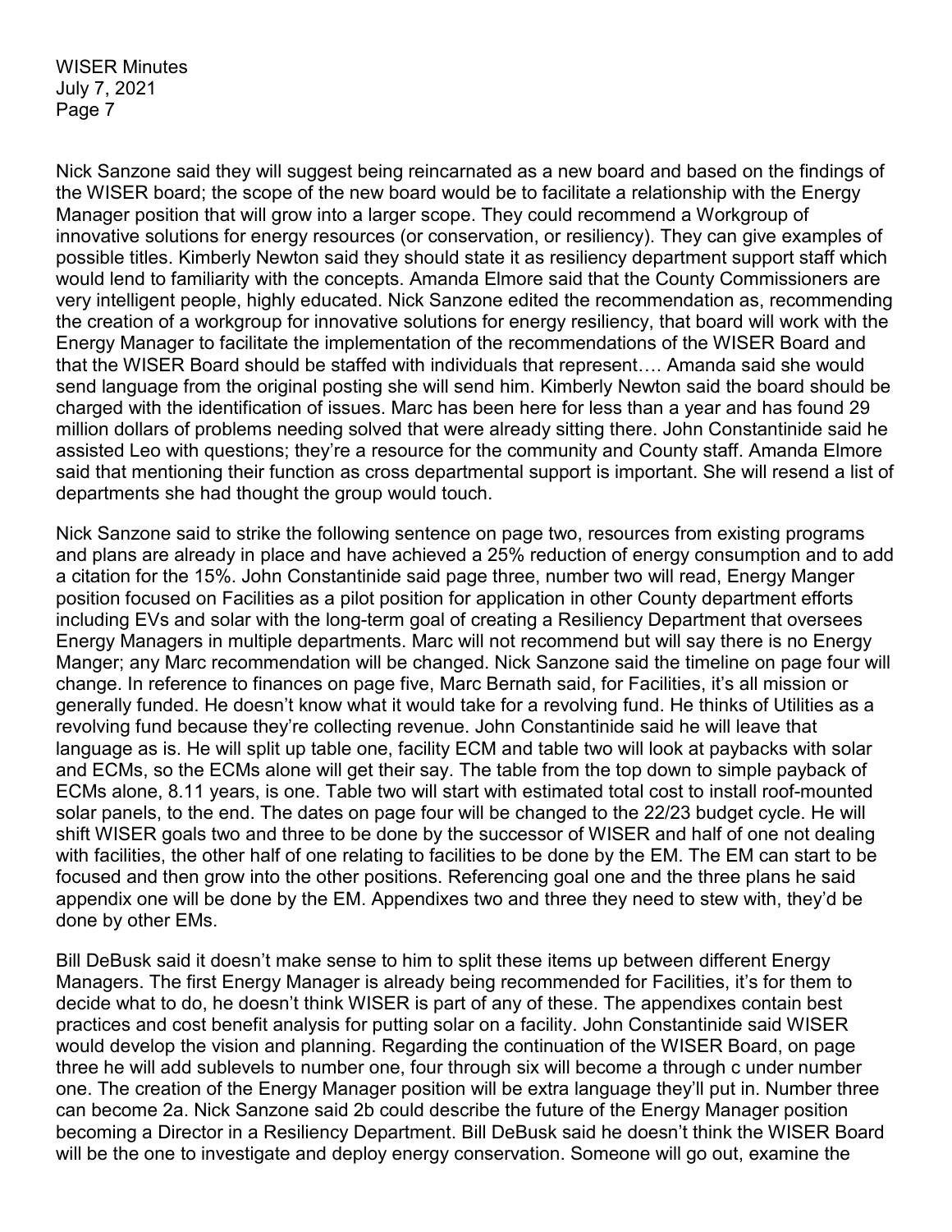Nick Sanzone said they will suggest being reincarnated as a new board and based on the findings of the WISER board; the scope of the new board would be to facilitate a relationship with the Energy Manager position that will grow into a larger scope. They could recommend a Workgroup of innovative solutions for energy resources (or conservation, or resiliency). They can give examples of possible titles. Kimberly Newton said they should state it as resiliency department support staff which would lend to familiarity with the concepts. Amanda Elmore said that the County Commissioners are very intelligent people, highly educated. Nick Sanzone edited the recommendation as, recommending the creation of a workgroup for innovative solutions for energy resiliency, that board will work with the Energy Manager to facilitate the implementation of the recommendations of the WISER Board and that the WISER Board should be staffed with individuals that represent…. Amanda said she would send language from the original posting she will send him. Kimberly Newton said the board should be charged with the identification of issues. Marc has been here for less than a year and has found 29 million dollars of problems needing solved that were already sitting there. John Constantinide said he assisted Leo with questions; they're a resource for the community and County staff. Amanda Elmore said that mentioning their function as cross departmental support is important. She will resend a list of departments she had thought the group would touch.

Nick Sanzone said to strike the following sentence on page two, resources from existing programs and plans are already in place and have achieved a 25% reduction of energy consumption and to add a citation for the 15%. John Constantinide said page three, number two will read, Energy Manger position focused on Facilities as a pilot position for application in other County department efforts including EVs and solar with the long-term goal of creating a Resiliency Department that oversees Energy Managers in multiple departments. Marc will not recommend but will say there is no Energy Manger; any Marc recommendation will be changed. Nick Sanzone said the timeline on page four will change. In reference to finances on page five, Marc Bernath said, for Facilities, it's all mission or generally funded. He doesn't know what it would take for a revolving fund. He thinks of Utilities as a revolving fund because they're collecting revenue. John Constantinide said he will leave that language as is. He will split up table one, facility ECM and table two will look at paybacks with solar and ECMs, so the ECMs alone will get their say. The table from the top down to simple payback of ECMs alone, 8.11 years, is one. Table two will start with estimated total cost to install roof-mounted solar panels, to the end. The dates on page four will be changed to the 22/23 budget cycle. He will shift WISER goals two and three to be done by the successor of WISER and half of one not dealing with facilities, the other half of one relating to facilities to be done by the EM. The EM can start to be focused and then grow into the other positions. Referencing goal one and the three plans he said appendix one will be done by the EM. Appendixes two and three they need to stew with, they'd be done by other EMs.

Bill DeBusk said it doesn't make sense to him to split these items up between different Energy Managers. The first Energy Manager is already being recommended for Facilities, it's for them to decide what to do, he doesn't think WISER is part of any of these. The appendixes contain best practices and cost benefit analysis for putting solar on a facility. John Constantinide said WISER would develop the vision and planning. Regarding the continuation of the WISER Board, on page three he will add sublevels to number one, four through six will become a through c under number one. The creation of the Energy Manager position will be extra language they'll put in. Number three can become 2a. Nick Sanzone said 2b could describe the future of the Energy Manager position becoming a Director in a Resiliency Department. Bill DeBusk said he doesn't think the WISER Board will be the one to investigate and deploy energy conservation. Someone will go out, examine the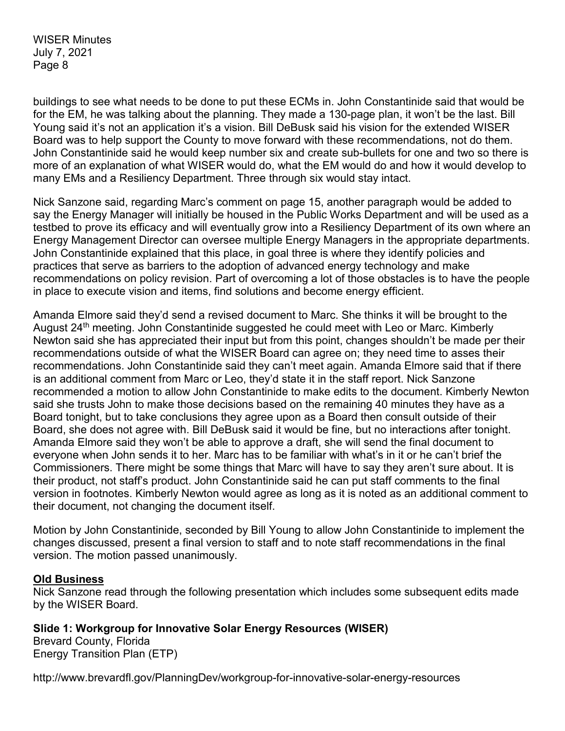buildings to see what needs to be done to put these ECMs in. John Constantinide said that would be for the EM, he was talking about the planning. They made a 130-page plan, it won't be the last. Bill Young said it's not an application it's a vision. Bill DeBusk said his vision for the extended WISER Board was to help support the County to move forward with these recommendations, not do them. John Constantinide said he would keep number six and create sub-bullets for one and two so there is more of an explanation of what WISER would do, what the EM would do and how it would develop to many EMs and a Resiliency Department. Three through six would stay intact.

Nick Sanzone said, regarding Marc's comment on page 15, another paragraph would be added to say the Energy Manager will initially be housed in the Public Works Department and will be used as a testbed to prove its efficacy and will eventually grow into a Resiliency Department of its own where an Energy Management Director can oversee multiple Energy Managers in the appropriate departments. John Constantinide explained that this place, in goal three is where they identify policies and practices that serve as barriers to the adoption of advanced energy technology and make recommendations on policy revision. Part of overcoming a lot of those obstacles is to have the people in place to execute vision and items, find solutions and become energy efficient.

Amanda Elmore said they'd send a revised document to Marc. She thinks it will be brought to the August 24th meeting. John Constantinide suggested he could meet with Leo or Marc. Kimberly Newton said she has appreciated their input but from this point, changes shouldn't be made per their recommendations outside of what the WISER Board can agree on; they need time to asses their recommendations. John Constantinide said they can't meet again. Amanda Elmore said that if there is an additional comment from Marc or Leo, they'd state it in the staff report. Nick Sanzone recommended a motion to allow John Constantinide to make edits to the document. Kimberly Newton said she trusts John to make those decisions based on the remaining 40 minutes they have as a Board tonight, but to take conclusions they agree upon as a Board then consult outside of their Board, she does not agree with. Bill DeBusk said it would be fine, but no interactions after tonight. Amanda Elmore said they won't be able to approve a draft, she will send the final document to everyone when John sends it to her. Marc has to be familiar with what's in it or he can't brief the Commissioners. There might be some things that Marc will have to say they aren't sure about. It is their product, not staff's product. John Constantinide said he can put staff comments to the final version in footnotes. Kimberly Newton would agree as long as it is noted as an additional comment to their document, not changing the document itself.

Motion by John Constantinide, seconded by Bill Young to allow John Constantinide to implement the changes discussed, present a final version to staff and to note staff recommendations in the final version. The motion passed unanimously.

## Old Business

Nick Sanzone read through the following presentation which includes some subsequent edits made by the WISER Board.

**Slide 1: Workgroup for Innovative Solar Energy Resources (WISER)**
Brevard County, Florida
Energy Transition Plan (ETP)

http://www.brevardfl.gov/PlanningDev/workgroup-for-innovative-solar-energy-resources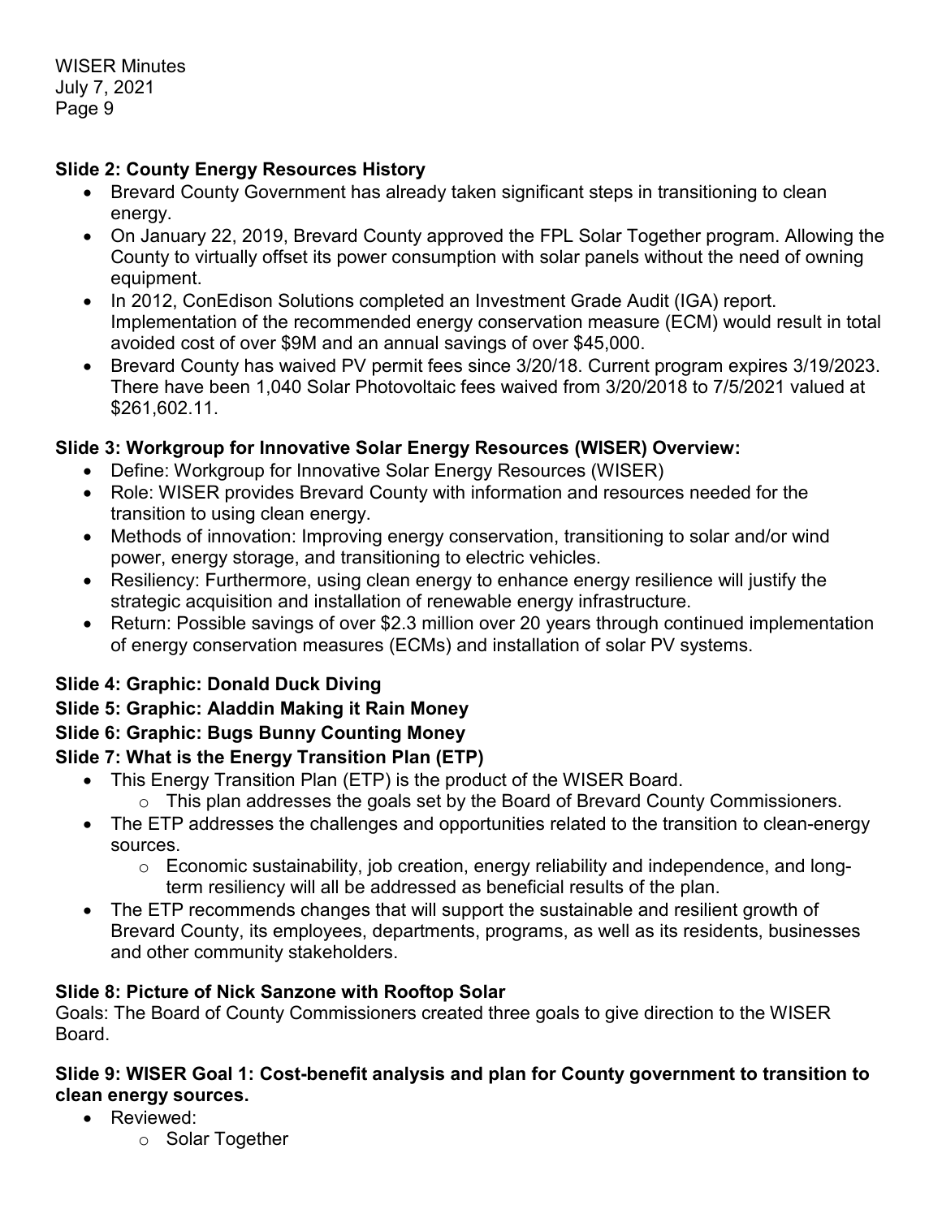**Slide 2: County Energy Resources History**

- Brevard County Government has already taken significant steps in transitioning to clean energy.
- On January 22, 2019, Brevard County approved the FPL Solar Together program. Allowing the County to virtually offset its power consumption with solar panels without the need of owning equipment.
- In 2012, ConEdison Solutions completed an Investment Grade Audit (IGA) report. Implementation of the recommended energy conservation measure (ECM) would result in total avoided cost of over $9M and an annual savings of over $45,000.
- Brevard County has waived PV permit fees since 3/20/18. Current program expires 3/19/2023. There have been 1,040 Solar Photovoltaic fees waived from 3/20/2018 to 7/5/2021 valued at $261,602.11.

**Slide 3: Workgroup for Innovative Solar Energy Resources (WISER) Overview:**

- Define: Workgroup for Innovative Solar Energy Resources (WISER)
- Role: WISER provides Brevard County with information and resources needed for the transition to using clean energy.
- Methods of innovation: Improving energy conservation, transitioning to solar and/or wind power, energy storage, and transitioning to electric vehicles.
- Resiliency: Furthermore, using clean energy to enhance energy resilience will justify the strategic acquisition and installation of renewable energy infrastructure.
- Return: Possible savings of over $2.3 million over 20 years through continued implementation of energy conservation measures (ECMs) and installation of solar PV systems.

**Slide 4: Graphic: Donald Duck Diving**

**Slide 5: Graphic: Aladdin Making it Rain Money**

**Slide 6: Graphic: Bugs Bunny Counting Money**

**Slide 7: What is the Energy Transition Plan (ETP)**

- This Energy Transition Plan (ETP) is the product of the WISER Board.
  - This plan addresses the goals set by the Board of Brevard County Commissioners.
- The ETP addresses the challenges and opportunities related to the transition to clean-energy sources.
  - Economic sustainability, job creation, energy reliability and independence, and long-term resiliency will all be addressed as beneficial results of the plan.
- The ETP recommends changes that will support the sustainable and resilient growth of Brevard County, its employees, departments, programs, as well as its residents, businesses and other community stakeholders.

**Slide 8: Picture of Nick Sanzone with Rooftop Solar**

Goals: The Board of County Commissioners created three goals to give direction to the WISER Board.

**Slide 9: WISER Goal 1: Cost-benefit analysis and plan for County government to transition to clean energy sources.**

- Reviewed:
  - Solar Together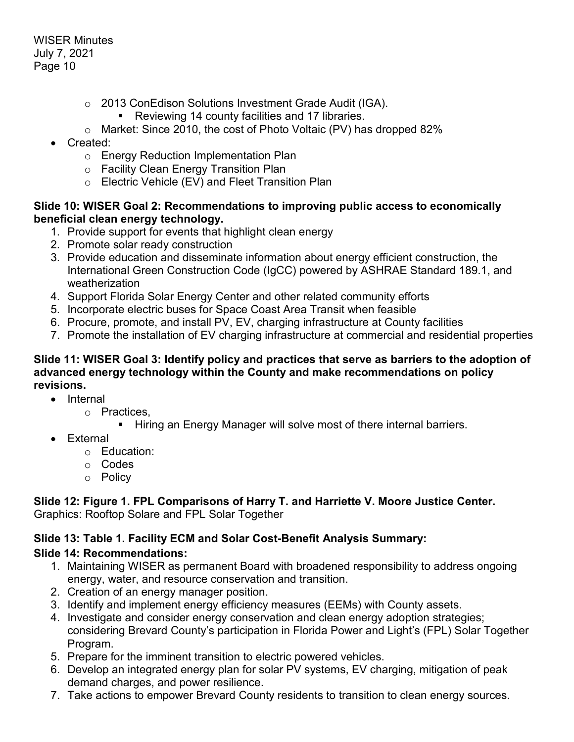- 2013 ConEdison Solutions Investment Grade Audit (IGA).
    - Reviewing 14 county facilities and 17 libraries.
  - Market: Since 2010, the cost of Photo Voltaic (PV) has dropped 82%
- Created:
  - Energy Reduction Implementation Plan
  - Facility Clean Energy Transition Plan
  - Electric Vehicle (EV) and Fleet Transition Plan

**Slide 10: WISER Goal 2: Recommendations to improving public access to economically beneficial clean energy technology.**

1. Provide support for events that highlight clean energy
2. Promote solar ready construction
3. Provide education and disseminate information about energy efficient construction, the International Green Construction Code (IgCC) powered by ASHRAE Standard 189.1, and weatherization
4. Support Florida Solar Energy Center and other related community efforts
5. Incorporate electric buses for Space Coast Area Transit when feasible
6. Procure, promote, and install PV, EV, charging infrastructure at County facilities
7. Promote the installation of EV charging infrastructure at commercial and residential properties

**Slide 11: WISER Goal 3: Identify policy and practices that serve as barriers to the adoption of advanced energy technology within the County and make recommendations on policy revisions.**

- Internal
  - Practices,
    - Hiring an Energy Manager will solve most of there internal barriers.
- External
  - Education:
  - Codes
  - Policy

**Slide 12: Figure 1. FPL Comparisons of Harry T. and Harriette V. Moore Justice Center.**
Graphics: Rooftop Solare and FPL Solar Together

**Slide 13: Table 1. Facility ECM and Solar Cost-Benefit Analysis Summary:**

**Slide 14: Recommendations:**

1. Maintaining WISER as permanent Board with broadened responsibility to address ongoing energy, water, and resource conservation and transition.
2. Creation of an energy manager position.
3. Identify and implement energy efficiency measures (EEMs) with County assets.
4. Investigate and consider energy conservation and clean energy adoption strategies; considering Brevard County's participation in Florida Power and Light's (FPL) Solar Together Program.
5. Prepare for the imminent transition to electric powered vehicles.
6. Develop an integrated energy plan for solar PV systems, EV charging, mitigation of peak demand charges, and power resilience.
7. Take actions to empower Brevard County residents to transition to clean energy sources.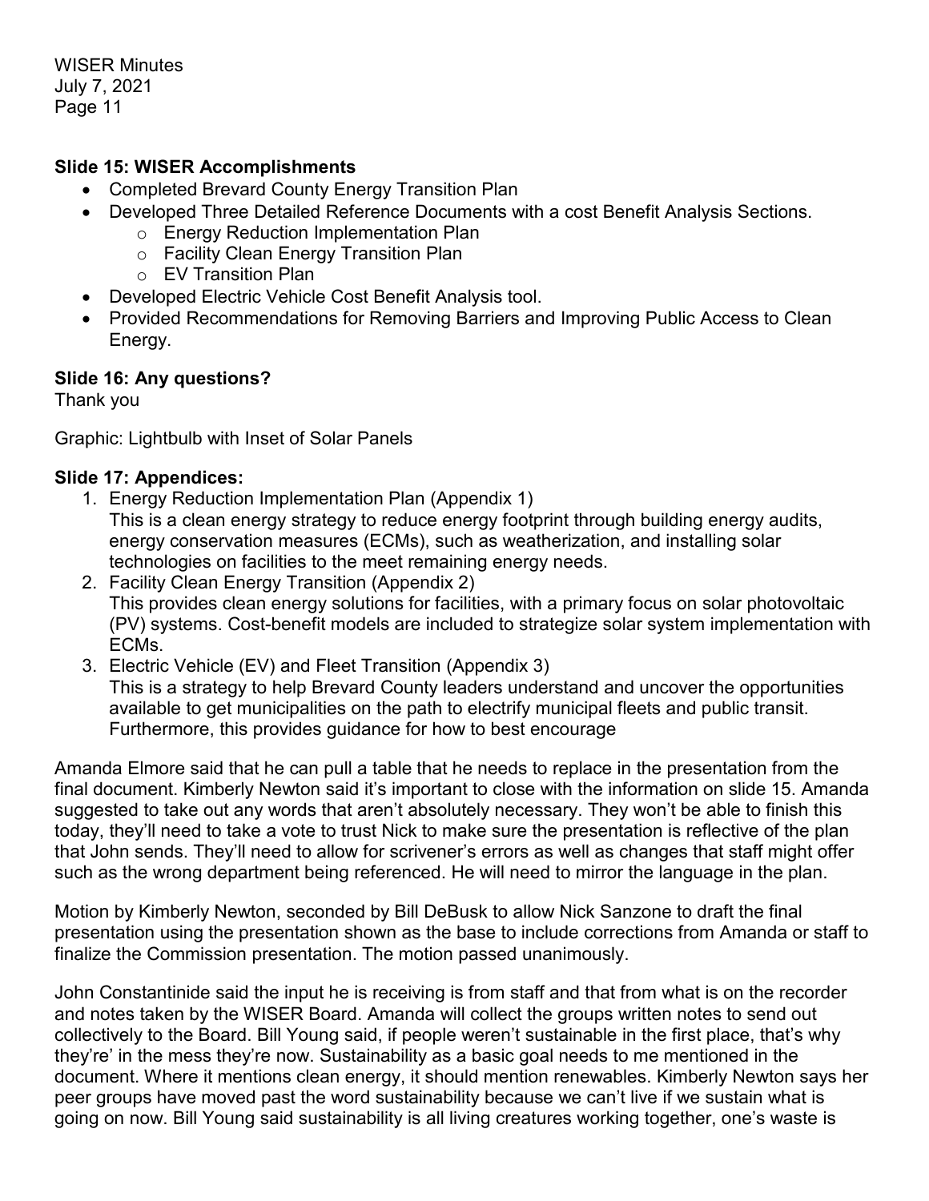**Slide 15: WISER Accomplishments**

- Completed Brevard County Energy Transition Plan
- Developed Three Detailed Reference Documents with a cost Benefit Analysis Sections.
  - Energy Reduction Implementation Plan
  - Facility Clean Energy Transition Plan
  - EV Transition Plan
- Developed Electric Vehicle Cost Benefit Analysis tool.
- Provided Recommendations for Removing Barriers and Improving Public Access to Clean Energy.

**Slide 16: Any questions?**

Thank you

Graphic: Lightbulb with Inset of Solar Panels

**Slide 17: Appendices:**

1. Energy Reduction Implementation Plan (Appendix 1)
   This is a clean energy strategy to reduce energy footprint through building energy audits, energy conservation measures (ECMs), such as weatherization, and installing solar technologies on facilities to the meet remaining energy needs.
2. Facility Clean Energy Transition (Appendix 2)
   This provides clean energy solutions for facilities, with a primary focus on solar photovoltaic (PV) systems. Cost-benefit models are included to strategize solar system implementation with ECMs.
3. Electric Vehicle (EV) and Fleet Transition (Appendix 3)
   This is a strategy to help Brevard County leaders understand and uncover the opportunities available to get municipalities on the path to electrify municipal fleets and public transit. Furthermore, this provides guidance for how to best encourage

Amanda Elmore said that he can pull a table that he needs to replace in the presentation from the final document. Kimberly Newton said it's important to close with the information on slide 15. Amanda suggested to take out any words that aren't absolutely necessary. They won't be able to finish this today, they'll need to take a vote to trust Nick to make sure the presentation is reflective of the plan that John sends. They'll need to allow for scrivener's errors as well as changes that staff might offer such as the wrong department being referenced. He will need to mirror the language in the plan.

Motion by Kimberly Newton, seconded by Bill DeBusk to allow Nick Sanzone to draft the final presentation using the presentation shown as the base to include corrections from Amanda or staff to finalize the Commission presentation. The motion passed unanimously.

John Constantinide said the input he is receiving is from staff and that from what is on the recorder and notes taken by the WISER Board. Amanda will collect the groups written notes to send out collectively to the Board. Bill Young said, if people weren't sustainable in the first place, that's why they're' in the mess they're now. Sustainability as a basic goal needs to me mentioned in the document. Where it mentions clean energy, it should mention renewables. Kimberly Newton says her peer groups have moved past the word sustainability because we can't live if we sustain what is going on now. Bill Young said sustainability is all living creatures working together, one's waste is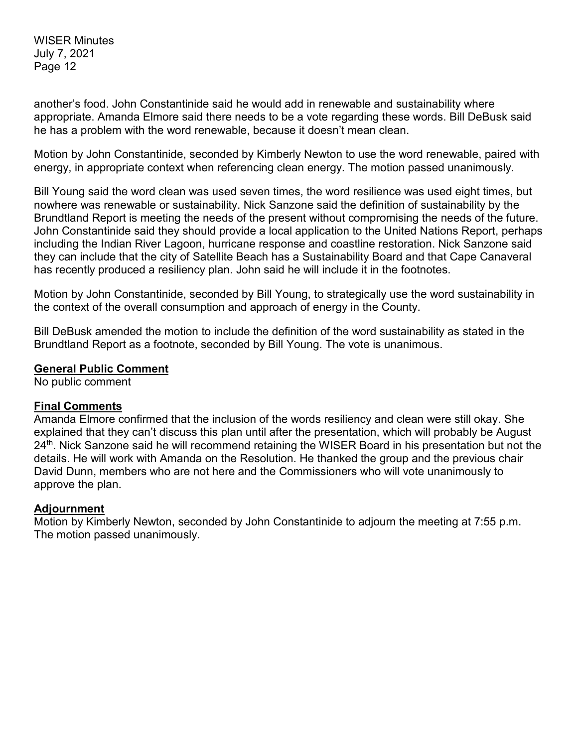another's food. John Constantinide said he would add in renewable and sustainability where appropriate. Amanda Elmore said there needs to be a vote regarding these words. Bill DeBusk said he has a problem with the word renewable, because it doesn't mean clean.

Motion by John Constantinide, seconded by Kimberly Newton to use the word renewable, paired with energy, in appropriate context when referencing clean energy. The motion passed unanimously.

Bill Young said the word clean was used seven times, the word resilience was used eight times, but nowhere was renewable or sustainability. Nick Sanzone said the definition of sustainability by the Brundtland Report is meeting the needs of the present without compromising the needs of the future. John Constantinide said they should provide a local application to the United Nations Report, perhaps including the Indian River Lagoon, hurricane response and coastline restoration. Nick Sanzone said they can include that the city of Satellite Beach has a Sustainability Board and that Cape Canaveral has recently produced a resiliency plan. John said he will include it in the footnotes.

Motion by John Constantinide, seconded by Bill Young, to strategically use the word sustainability in the context of the overall consumption and approach of energy in the County.

Bill DeBusk amended the motion to include the definition of the word sustainability as stated in the Brundtland Report as a footnote, seconded by Bill Young. The vote is unanimous.

**General Public Comment**

No public comment

**Final Comments**

Amanda Elmore confirmed that the inclusion of the words resiliency and clean were still okay. She explained that they can't discuss this plan until after the presentation, which will probably be August 24th. Nick Sanzone said he will recommend retaining the WISER Board in his presentation but not the details. He will work with Amanda on the Resolution. He thanked the group and the previous chair David Dunn, members who are not here and the Commissioners who will vote unanimously to approve the plan.

**Adjournment**

Motion by Kimberly Newton, seconded by John Constantinide to adjourn the meeting at 7:55 p.m. The motion passed unanimously.